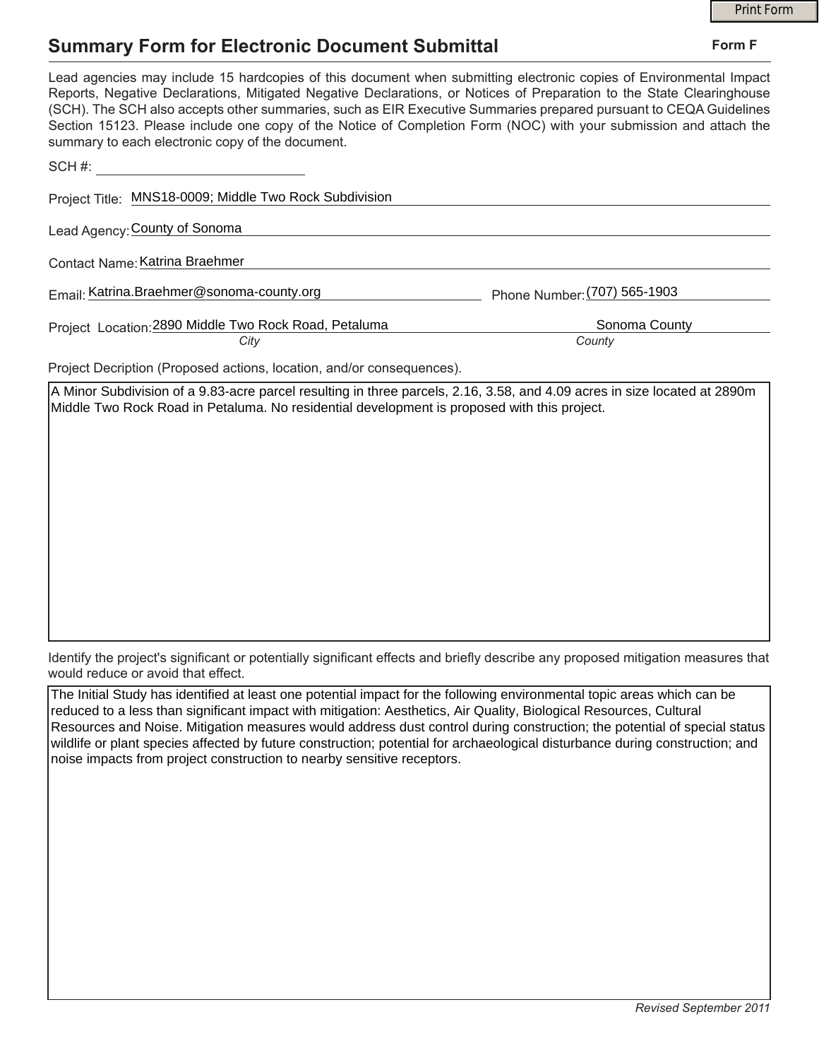# Summary Form for Electronic Document Submittal

**Form F**

Lead agencies may include 15 hardcopies of this document when submitting electronic copies of Environmental Impact Reports, Negative Declarations, Mitigated Negative Declarations, or Notices of Preparation to the State Clearinghouse (SCH). The SCH also accepts other summaries, such as EIR Executive Summaries prepared pursuant to CEQA Guidelines Section 15123. Please include one copy of the Notice of Completion Form (NOC) with your submission and attach the summary to each electronic copy of the document.

SCH #: \_\_\_\_\_\_\_\_\_\_\_\_\_\_\_\_\_\_\_\_

Project Title: MNS18-0009; Middle Two Rock Subdivision

Lead Agency: County of Sonoma

Contact Name: Katrina Braehmer

Email: Katrina.Braehmer@sonoma-county.org    Phone Number: (707) 565-1903

Project Location: 2890 Middle Two Rock Road, Petaluma (*City*)    Sonoma County (*County*)

Project Decription (Proposed actions, location, and/or consequences).

A Minor Subdivision of a 9.83-acre parcel resulting in three parcels, 2.16, 3.58, and 4.09 acres in size located at 2890m Middle Two Rock Road in Petaluma. No residential development is proposed with this project.

Identify the project's significant or potentially significant effects and briefly describe any proposed mitigation measures that would reduce or avoid that effect.

The Initial Study has identified at least one potential impact for the following environmental topic areas which can be reduced to a less than significant impact with mitigation: Aesthetics, Air Quality, Biological Resources, Cultural Resources and Noise. Mitigation measures would address dust control during construction; the potential of special status wildlife or plant species affected by future construction; potential for archaeological disturbance during construction; and noise impacts from project construction to nearby sensitive receptors.

*Revised September 2011*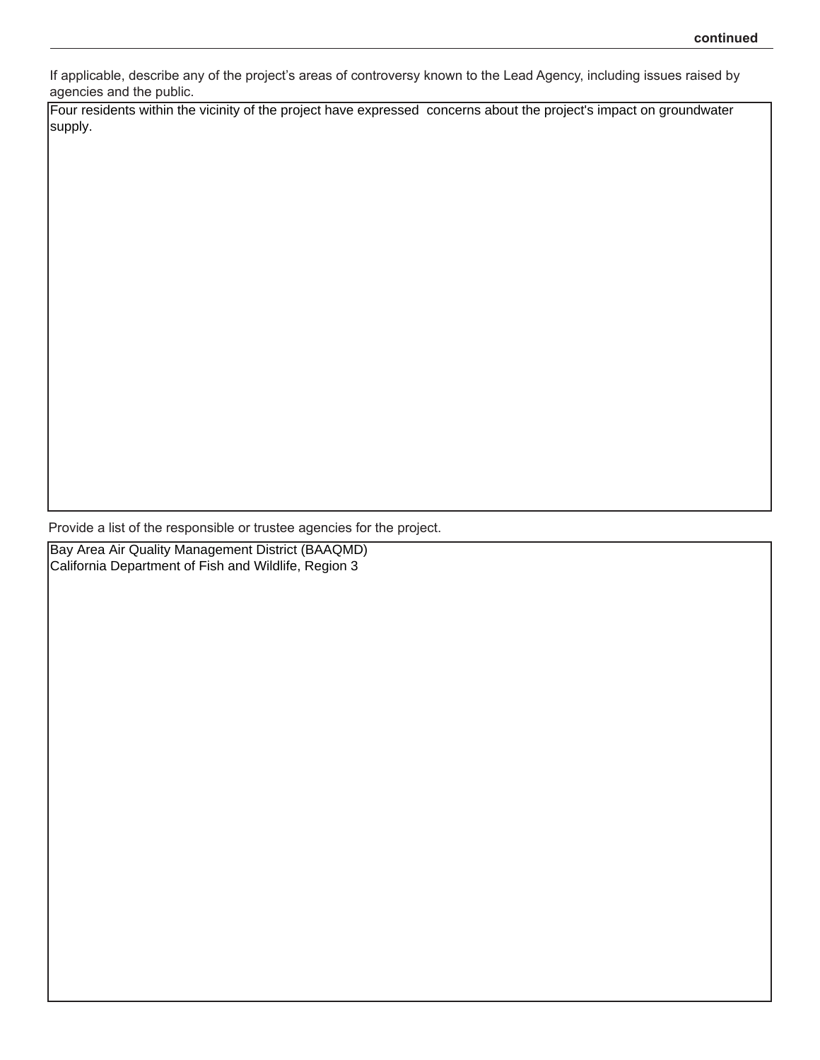If applicable, describe any of the project's areas of controversy known to the Lead Agency, including issues raised by agencies and the public.

Four residents within the vicinity of the project have expressed concerns about the project's impact on groundwater supply.

Provide a list of the responsible or trustee agencies for the project.

Bay Area Air Quality Management District (BAAQMD)
California Department of Fish and Wildlife, Region 3